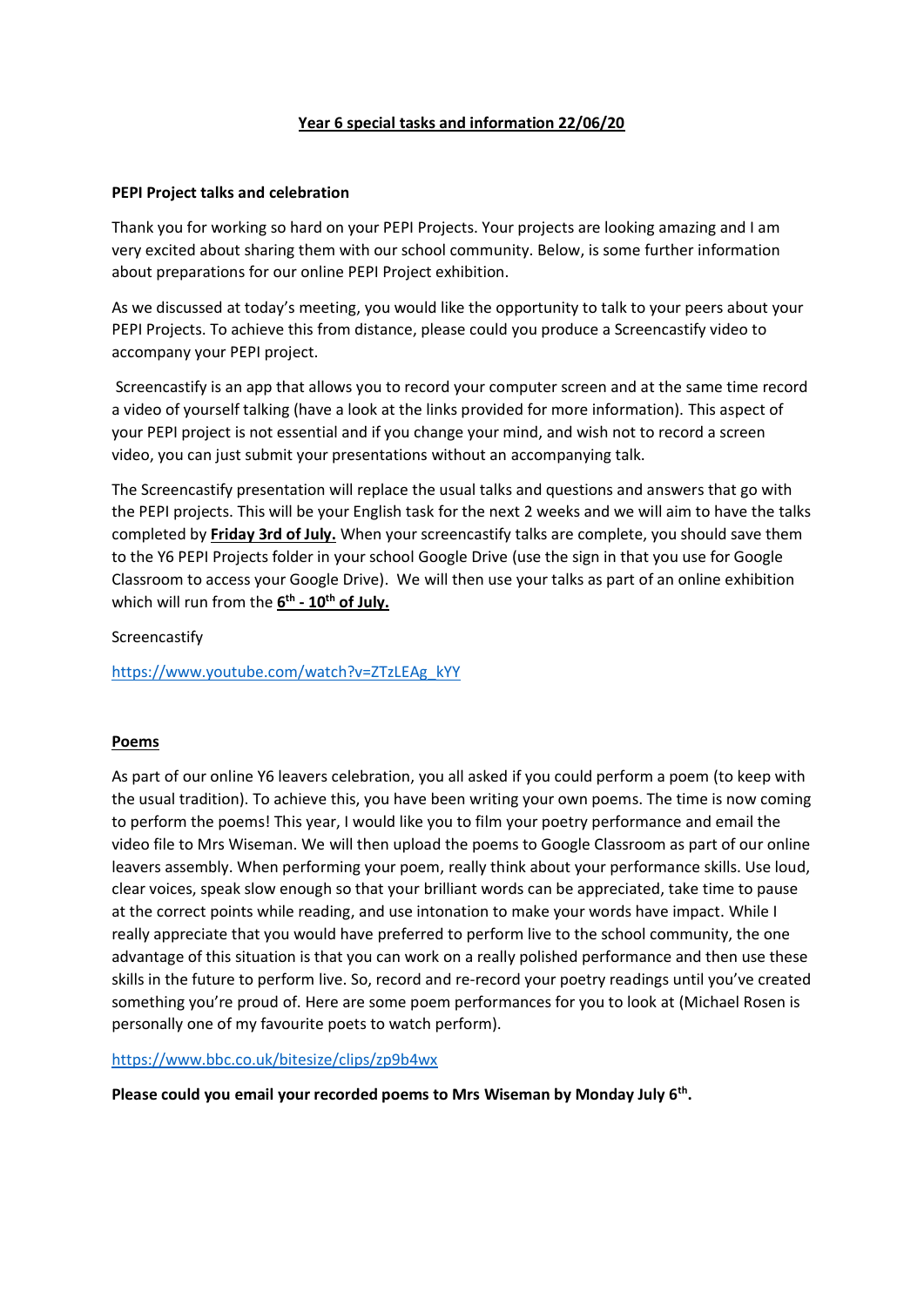# **Year 6 special tasks and information 22/06/20**

**PEPI Project talks and celebration**

Thank you for working so hard on your PEPI Projects. Your projects are looking amazing and I am very excited about sharing them with our school community. Below, is some further information about preparations for our online PEPI Project exhibition.

As we discussed at today's meeting, you would like the opportunity to talk to your peers about your PEPI Projects. To achieve this from distance, please could you produce a Screencastify video to accompany your PEPI project.

Screencastify is an app that allows you to record your computer screen and at the same time record a video of yourself talking (have a look at the links provided for more information). This aspect of your PEPI project is not essential and if you change your mind, and wish not to record a screen video, you can just submit your presentations without an accompanying talk.

The Screencastify presentation will replace the usual talks and questions and answers that go with the PEPI projects. This will be your English task for the next 2 weeks and we will aim to have the talks completed by **Friday 3rd of July.** When your screencastify talks are complete, you should save them to the Y6 PEPI Projects folder in your school Google Drive (use the sign in that you use for Google Classroom to access your Google Drive). We will then use your talks as part of an online exhibition which will run from the **6th - 10th of July.**

Screencastify

https://www.youtube.com/watch?v=ZTzLEAg_kYY

## **Poems**

As part of our online Y6 leavers celebration, you all asked if you could perform a poem (to keep with the usual tradition). To achieve this, you have been writing your own poems. The time is now coming to perform the poems! This year, I would like you to film your poetry performance and email the video file to Mrs Wiseman. We will then upload the poems to Google Classroom as part of our online leavers assembly. When performing your poem, really think about your performance skills. Use loud, clear voices, speak slow enough so that your brilliant words can be appreciated, take time to pause at the correct points while reading, and use intonation to make your words have impact. While I really appreciate that you would have preferred to perform live to the school community, the one advantage of this situation is that you can work on a really polished performance and then use these skills in the future to perform live. So, record and re-record your poetry readings until you've created something you're proud of. Here are some poem performances for you to look at (Michael Rosen is personally one of my favourite poets to watch perform).

https://www.bbc.co.uk/bitesize/clips/zp9b4wx

**Please could you email your recorded poems to Mrs Wiseman by Monday July 6th.**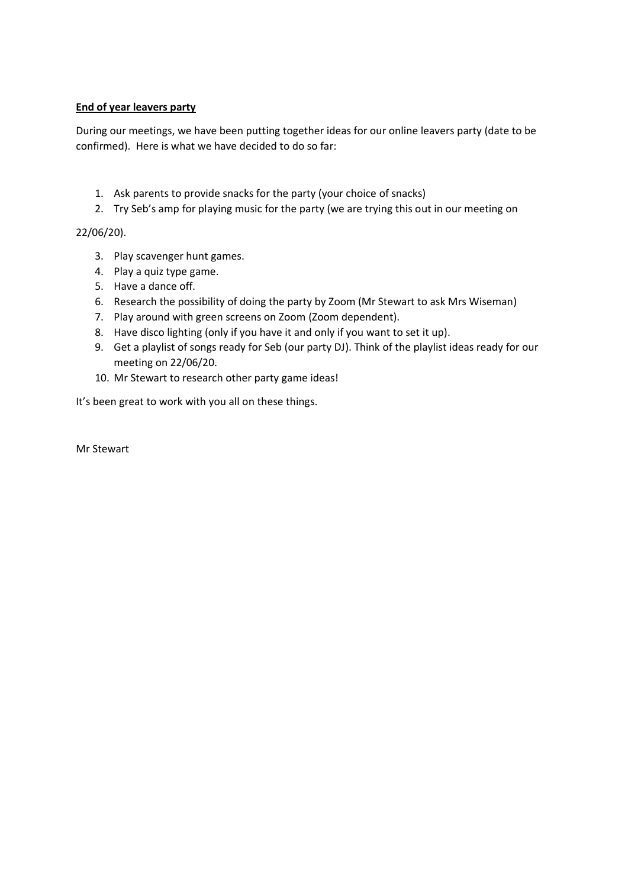**End of year leavers party**

During our meetings, we have been putting together ideas for our online leavers party (date to be confirmed). Here is what we have decided to do so far:

1. Ask parents to provide snacks for the party (your choice of snacks)
2. Try Seb's amp for playing music for the party (we are trying this out in our meeting on

22/06/20).

3. Play scavenger hunt games.
4. Play a quiz type game.
5. Have a dance off.
6. Research the possibility of doing the party by Zoom (Mr Stewart to ask Mrs Wiseman)
7. Play around with green screens on Zoom (Zoom dependent).
8. Have disco lighting (only if you have it and only if you want to set it up).
9. Get a playlist of songs ready for Seb (our party DJ). Think of the playlist ideas ready for our meeting on 22/06/20.
10. Mr Stewart to research other party game ideas!

It's been great to work with you all on these things.

Mr Stewart